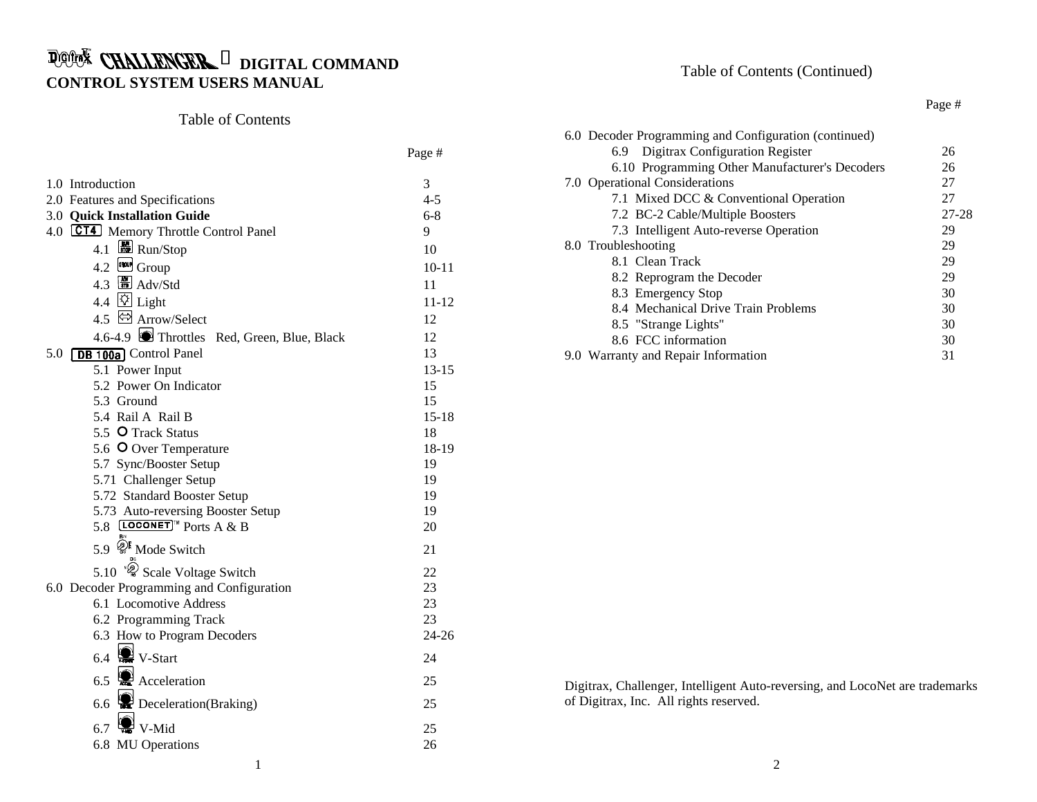# Digitrax CHALLENGER DIGITAL COMMAND CONTROL SYSTEM USERS MANUAL

## Table of Contents

| | Page # |
|---|---|
| 1.0 Introduction | 3 |
| 2.0 Features and Specifications | 4-5 |
| 3.0 **Quick Installation Guide** | 6-8 |
| 4.0 CT4 Memory Throttle Control Panel | 9 |
| 4.1 Run/Stop | 10 |
| 4.2 Group | 10-11 |
| 4.3 Adv/Std | 11 |
| 4.4 Light | 11-12 |
| 4.5 Arrow/Select | 12 |
| 4.6-4.9 Throttles Red, Green, Blue, Black | 12 |
| 5.0 DB 100a Control Panel | 13 |
| 5.1 Power Input | 13-15 |
| 5.2 Power On Indicator | 15 |
| 5.3 Ground | 15 |
| 5.4 Rail A Rail B | 15-18 |
| 5.5 Track Status | 18 |
| 5.6 Over Temperature | 18-19 |
| 5.7 Sync/Booster Setup | 19 |
| 5.71 Challenger Setup | 19 |
| 5.72 Standard Booster Setup | 19 |
| 5.73 Auto-reversing Booster Setup | 19 |
| 5.8 LOCONET™ Ports A & B | 20 |
| 5.9 Mode Switch | 21 |
| 5.10 Scale Voltage Switch | 22 |
| 6.0 Decoder Programming and Configuration | 23 |
| 6.1 Locomotive Address | 23 |
| 6.2 Programming Track | 23 |
| 6.3 How to Program Decoders | 24-26 |
| 6.4 V-Start | 24 |
| 6.5 Acceleration | 25 |
| 6.6 Deceleration(Braking) | 25 |
| 6.7 V-Mid | 25 |
| 6.8 MU Operations | 26 |

## Table of Contents (Continued)

| | Page # |
|---|---|
| 6.0 Decoder Programming and Configuration (continued) | |
| 6.9 Digitrax Configuration Register | 26 |
| 6.10 Programming Other Manufacturer's Decoders | 26 |
| 7.0 Operational Considerations | 27 |
| 7.1 Mixed DCC & Conventional Operation | 27 |
| 7.2 BC-2 Cable/Multiple Boosters | 27-28 |
| 7.3 Intelligent Auto-reverse Operation | 29 |
| 8.0 Troubleshooting | 29 |
| 8.1 Clean Track | 29 |
| 8.2 Reprogram the Decoder | 29 |
| 8.3 Emergency Stop | 30 |
| 8.4 Mechanical Drive Train Problems | 30 |
| 8.5 "Strange Lights" | 30 |
| 8.6 FCC information | 30 |
| 9.0 Warranty and Repair Information | 31 |

Digitrax, Challenger, Intelligent Auto-reversing, and LocoNet are trademarks of Digitrax, Inc. All rights reserved.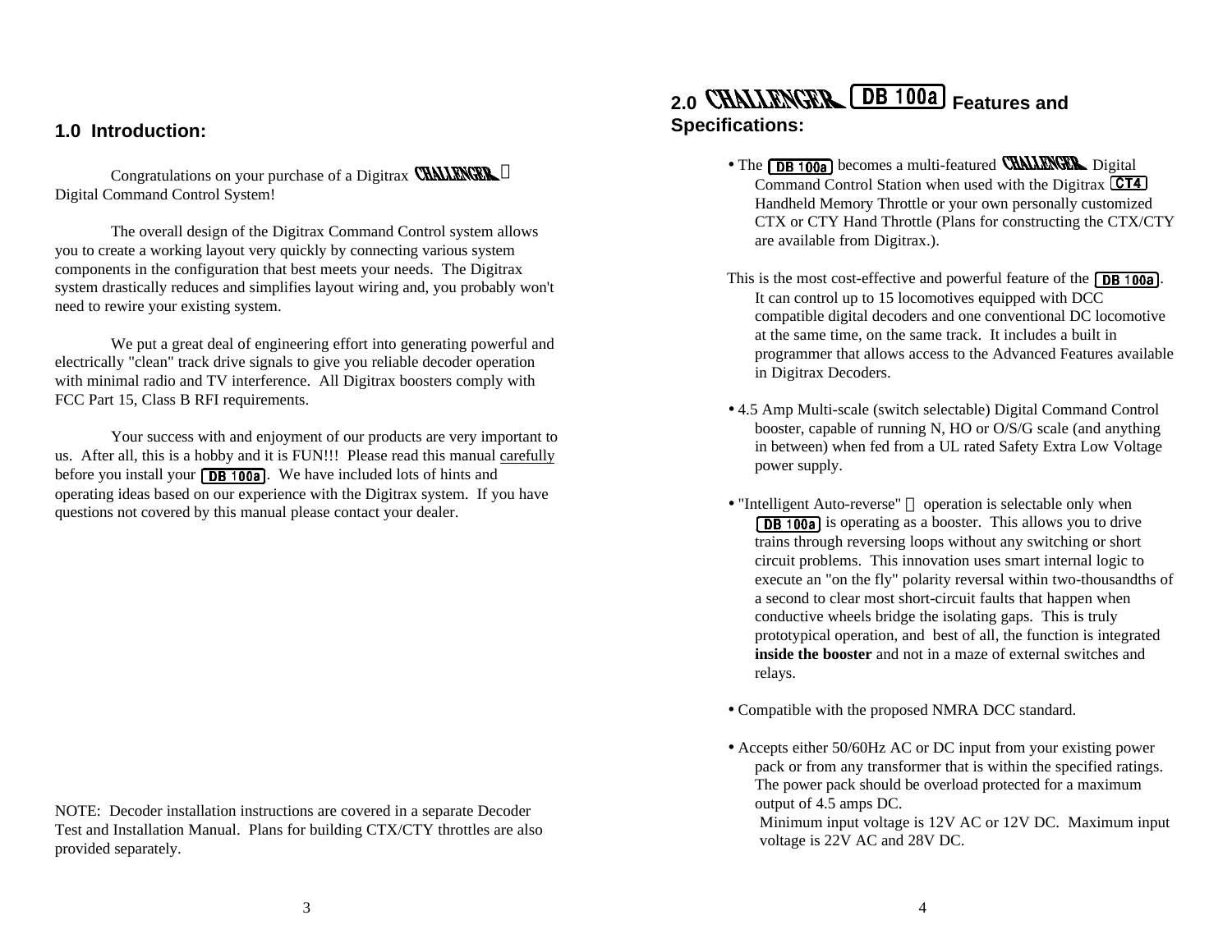## 1.0 Introduction:

Congratulations on your purchase of a Digitrax CHALLENGER ™ Digital Command Control System!

The overall design of the Digitrax Command Control system allows you to create a working layout very quickly by connecting various system components in the configuration that best meets your needs. The Digitrax system drastically reduces and simplifies layout wiring and, you probably won't need to rewire your existing system.

We put a great deal of engineering effort into generating powerful and electrically "clean" track drive signals to give you reliable decoder operation with minimal radio and TV interference. All Digitrax boosters comply with FCC Part 15, Class B RFI requirements.

Your success with and enjoyment of our products are very important to us. After all, this is a hobby and it is FUN!!! Please read this manual carefully before you install your DB 100a. We have included lots of hints and operating ideas based on our experience with the Digitrax system. If you have questions not covered by this manual please contact your dealer.

NOTE: Decoder installation instructions are covered in a separate Decoder Test and Installation Manual. Plans for building CTX/CTY throttles are also provided separately.

## 2.0 CHALLENGER DB 100a Features and Specifications:

- The DB 100a becomes a multi-featured CHALLENGER Digital Command Control Station when used with the Digitrax CT4 Handheld Memory Throttle or your own personally customized CTX or CTY Hand Throttle (Plans for constructing the CTX/CTY are available from Digitrax.).

This is the most cost-effective and powerful feature of the DB 100a. It can control up to 15 locomotives equipped with DCC compatible digital decoders and one conventional DC locomotive at the same time, on the same track. It includes a built in programmer that allows access to the Advanced Features available in Digitrax Decoders.

- 4.5 Amp Multi-scale (switch selectable) Digital Command Control booster, capable of running N, HO or O/S/G scale (and anything in between) when fed from a UL rated Safety Extra Low Voltage power supply.

- "Intelligent Auto-reverse" ™ operation is selectable only when DB 100a is operating as a booster. This allows you to drive trains through reversing loops without any switching or short circuit problems. This innovation uses smart internal logic to execute an "on the fly" polarity reversal within two-thousandths of a second to clear most short-circuit faults that happen when conductive wheels bridge the isolating gaps. This is truly prototypical operation, and best of all, the function is integrated **inside the booster** and not in a maze of external switches and relays.

- Compatible with the proposed NMRA DCC standard.

- Accepts either 50/60Hz AC or DC input from your existing power pack or from any transformer that is within the specified ratings. The power pack should be overload protected for a maximum output of 4.5 amps DC.
  Minimum input voltage is 12V AC or 12V DC. Maximum input voltage is 22V AC and 28V DC.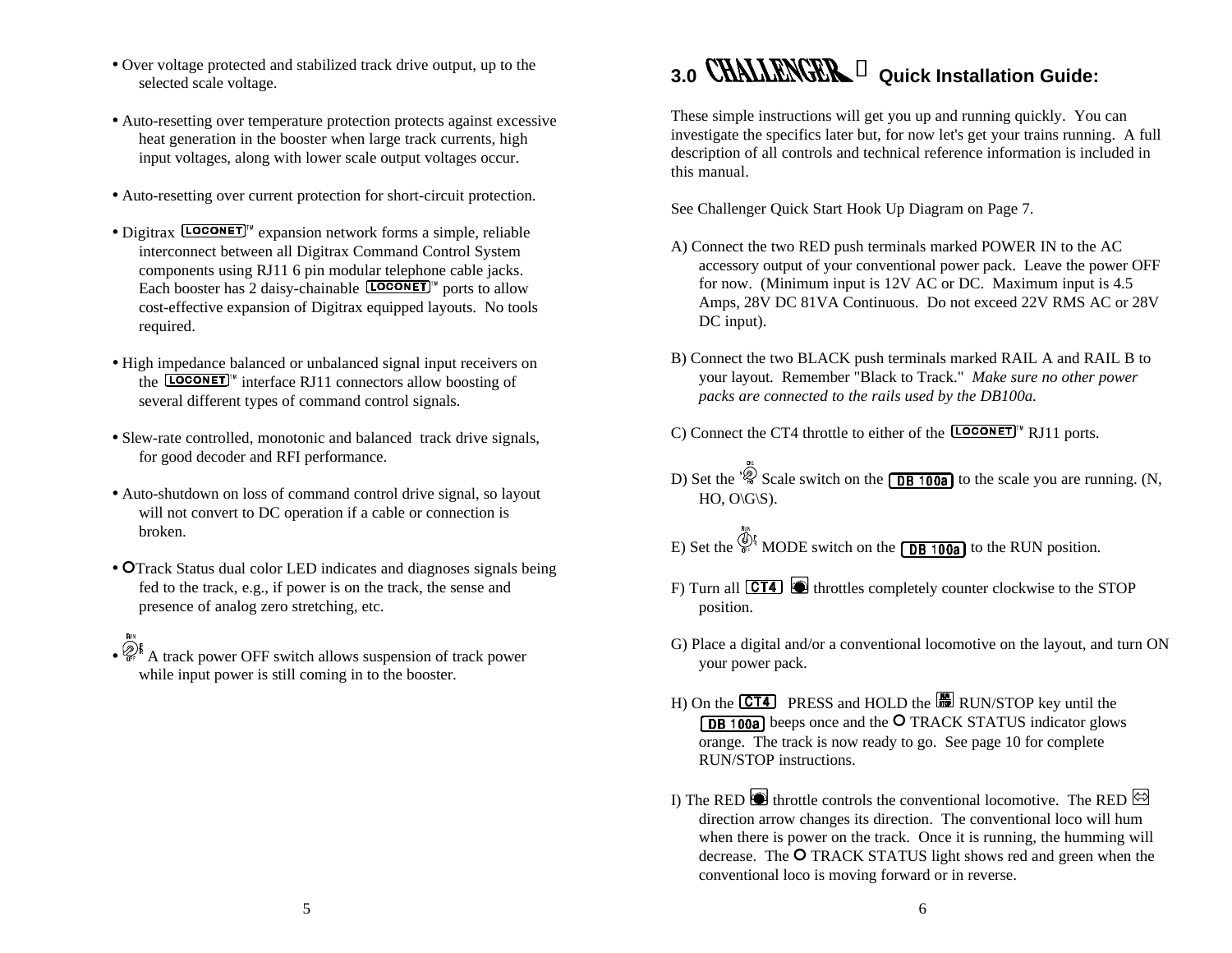- Over voltage protected and stabilized track drive output, up to the selected scale voltage.

- Auto-resetting over temperature protection protects against excessive heat generation in the booster when large track currents, high input voltages, along with lower scale output voltages occur.

- Auto-resetting over current protection for short-circuit protection.

- Digitrax LOCONET™ expansion network forms a simple, reliable interconnect between all Digitrax Command Control System components using RJ11 6 pin modular telephone cable jacks. Each booster has 2 daisy-chainable LOCONET™ ports to allow cost-effective expansion of Digitrax equipped layouts. No tools required.

- High impedance balanced or unbalanced signal input receivers on the LOCONET™ interface RJ11 connectors allow boosting of several different types of command control signals.

- Slew-rate controlled, monotonic and balanced track drive signals, for good decoder and RFI performance.

- Auto-shutdown on loss of command control drive signal, so layout will not convert to DC operation if a cable or connection is broken.

- Track Status dual color LED indicates and diagnoses signals being fed to the track, e.g., if power is on the track, the sense and presence of analog zero stretching, etc.

- A track power OFF switch allows suspension of track power while input power is still coming in to the booster.

## 3.0 CHALLENGER Quick Installation Guide:

These simple instructions will get you up and running quickly. You can investigate the specifics later but, for now let's get your trains running. A full description of all controls and technical reference information is included in this manual.

See Challenger Quick Start Hook Up Diagram on Page 7.

A) Connect the two RED push terminals marked POWER IN to the AC accessory output of your conventional power pack. Leave the power OFF for now. (Minimum input is 12V AC or DC. Maximum input is 4.5 Amps, 28V DC 81VA Continuous. Do not exceed 22V RMS AC or 28V DC input).

B) Connect the two BLACK push terminals marked RAIL A and RAIL B to your layout. Remember "Black to Track." *Make sure no other power packs are connected to the rails used by the DB100a.*

C) Connect the CT4 throttle to either of the LOCONET™ RJ11 ports.

D) Set the Scale switch on the DB 100a to the scale you are running. (N, HO, O\G\S).

E) Set the MODE switch on the DB 100a to the RUN position.

F) Turn all CT4 throttles completely counter clockwise to the STOP position.

G) Place a digital and/or a conventional locomotive on the layout, and turn ON your power pack.

H) On the CT4 PRESS and HOLD the RUN/STOP key until the DB 100a beeps once and the TRACK STATUS indicator glows orange. The track is now ready to go. See page 10 for complete RUN/STOP instructions.

I) The RED throttle controls the conventional locomotive. The RED direction arrow changes its direction. The conventional loco will hum when there is power on the track. Once it is running, the humming will decrease. The TRACK STATUS light shows red and green when the conventional loco is moving forward or in reverse.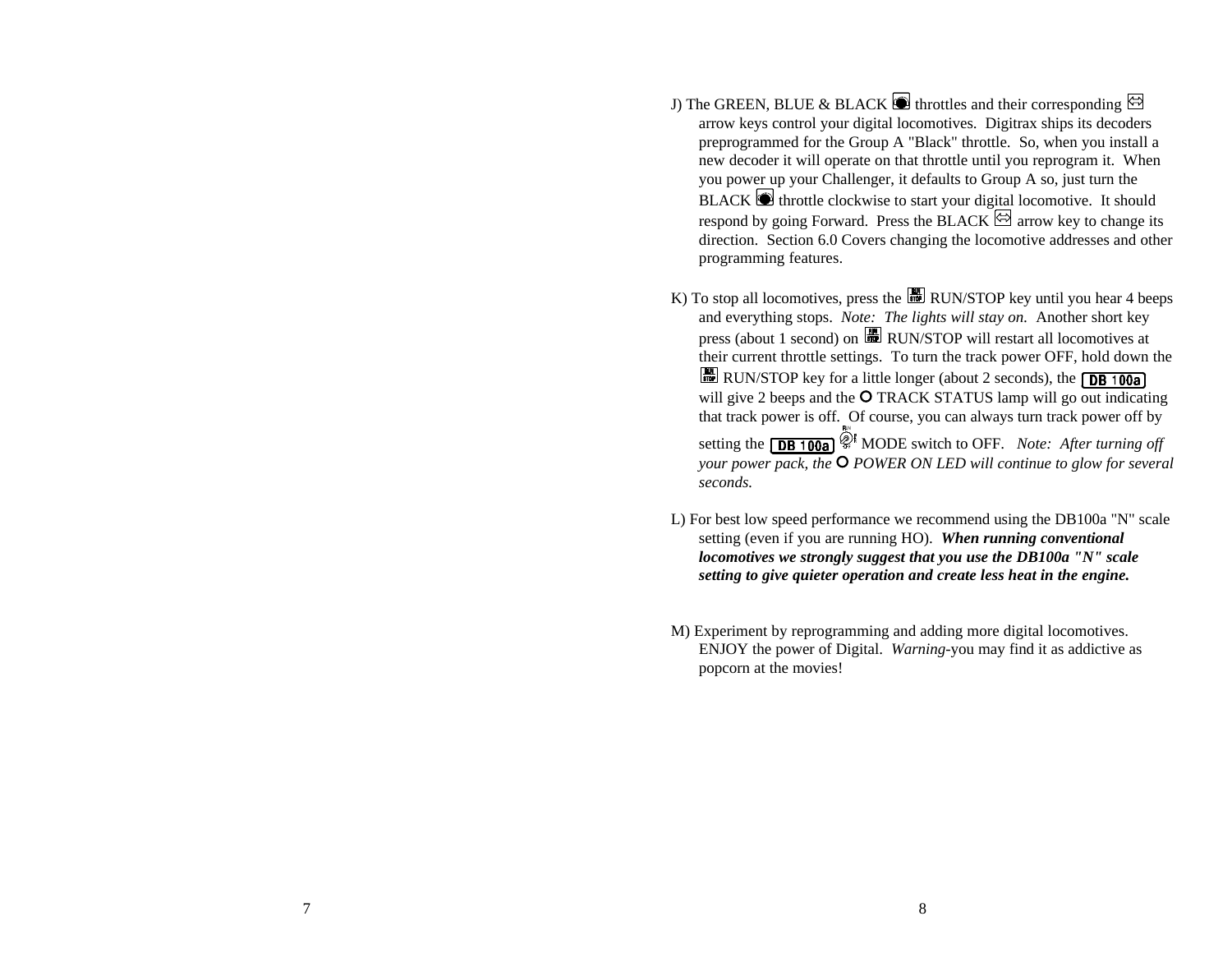J) The GREEN, BLUE & BLACK throttles and their corresponding arrow keys control your digital locomotives. Digitrax ships its decoders preprogrammed for the Group A "Black" throttle. So, when you install a new decoder it will operate on that throttle until you reprogram it. When you power up your Challenger, it defaults to Group A so, just turn the BLACK throttle clockwise to start your digital locomotive. It should respond by going Forward. Press the BLACK arrow key to change its direction. Section 6.0 Covers changing the locomotive addresses and other programming features.

K) To stop all locomotives, press the RUN/STOP key until you hear 4 beeps and everything stops. *Note: The lights will stay on.* Another short key press (about 1 second) on RUN/STOP will restart all locomotives at their current throttle settings. To turn the track power OFF, hold down the RUN/STOP key for a little longer (about 2 seconds), the DB 100a will give 2 beeps and the TRACK STATUS lamp will go out indicating that track power is off. Of course, you can always turn track power off by setting the DB 100a MODE switch to OFF. *Note: After turning off your power pack, the POWER ON LED will continue to glow for several seconds.*

L) For best low speed performance we recommend using the DB100a "N" scale setting (even if you are running HO). ***When running conventional locomotives we strongly suggest that you use the DB100a "N" scale setting to give quieter operation and create less heat in the engine.***

M) Experiment by reprogramming and adding more digital locomotives. ENJOY the power of Digital. *Warning*-you may find it as addictive as popcorn at the movies!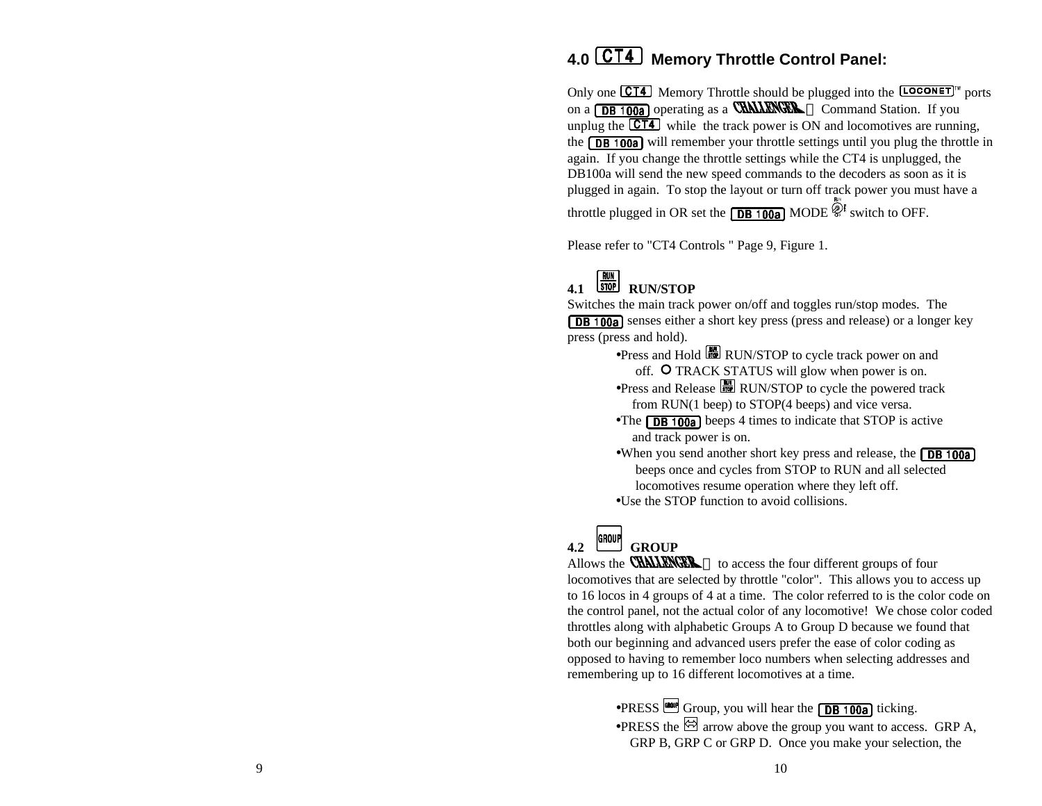## 4.0 CT4 Memory Throttle Control Panel:

Only one CT4 Memory Throttle should be plugged into the LOCONET™ ports on a DB 100a operating as a CHALLENGER Command Station. If you unplug the CT4 while the track power is ON and locomotives are running, the DB 100a will remember your throttle settings until you plug the throttle in again. If you change the throttle settings while the CT4 is unplugged, the DB100a will send the new speed commands to the decoders as soon as it is plugged in again. To stop the layout or turn off track power you must have a throttle plugged in OR set the DB 100a MODE switch to OFF.

Please refer to "CT4 Controls " Page 9, Figure 1.

### 4.1 RUN/STOP

Switches the main track power on/off and toggles run/stop modes. The DB 100a senses either a short key press (press and release) or a longer key press (press and hold).

- Press and Hold RUN/STOP to cycle track power on and off. TRACK STATUS will glow when power is on.
- Press and Release RUN/STOP to cycle the powered track from RUN(1 beep) to STOP(4 beeps) and vice versa.
- The DB 100a beeps 4 times to indicate that STOP is active and track power is on.
- When you send another short key press and release, the DB 100a beeps once and cycles from STOP to RUN and all selected locomotives resume operation where they left off.
- Use the STOP function to avoid collisions.

### 4.2 GROUP

Allows the CHALLENGER to access the four different groups of four locomotives that are selected by throttle "color". This allows you to access up to 16 locos in 4 groups of 4 at a time. The color referred to is the color code on the control panel, not the actual color of any locomotive! We chose color coded throttles along with alphabetic Groups A to Group D because we found that both our beginning and advanced users prefer the ease of color coding as opposed to having to remember loco numbers when selecting addresses and remembering up to 16 different locomotives at a time.

- PRESS Group, you will hear the DB 100a ticking.
- PRESS the arrow above the group you want to access. GRP A, GRP B, GRP C or GRP D. Once you make your selection, the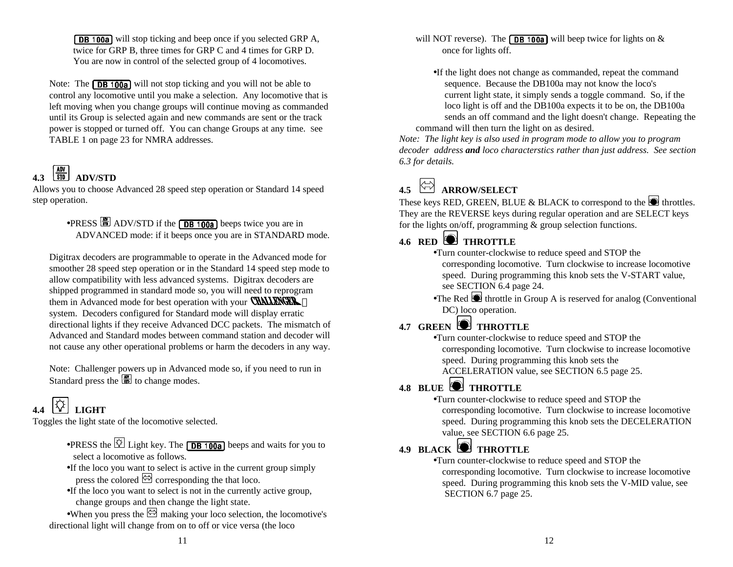DB 100a will stop ticking and beep once if you selected GRP A, twice for GRP B, three times for GRP C and 4 times for GRP D. You are now in control of the selected group of 4 locomotives.

Note: The DB 100a will not stop ticking and you will not be able to control any locomotive until you make a selection. Any locomotive that is left moving when you change groups will continue moving as commanded until its Group is selected again and new commands are sent or the track power is stopped or turned off. You can change Groups at any time. see TABLE 1 on page 23 for NMRA addresses.

## 4.3 ADV/STD ADV/STD

Allows you to choose Advanced 28 speed step operation or Standard 14 speed step operation.

- PRESS ADV/STD if the DB 100a beeps twice you are in ADVANCED mode: if it beeps once you are in STANDARD mode.

Digitrax decoders are programmable to operate in the Advanced mode for smoother 28 speed step operation or in the Standard 14 speed step mode to allow compatibility with less advanced systems. Digitrax decoders are shipped programmed in standard mode so, you will need to reprogram them in Advanced mode for best operation with your CHALLENGER system. Decoders configured for Standard mode will display erratic directional lights if they receive Advanced DCC packets. The mismatch of Advanced and Standard modes between command station and decoder will not cause any other operational problems or harm the decoders in any way.

Note: Challenger powers up in Advanced mode so, if you need to run in Standard press the ADV/STD to change modes.

## 4.4 LIGHT

Toggles the light state of the locomotive selected.

- PRESS the Light key. The DB 100a beeps and waits for you to select a locomotive as follows.
- If the loco you want to select is active in the current group simply press the colored corresponding the that loco.
- If the loco you want to select is not in the currently active group, change groups and then change the light state.
- When you press the making your loco selection, the locomotive's directional light will change from on to off or vice versa (the loco will NOT reverse). The DB 100a will beep twice for lights on & once for lights off.

- If the light does not change as commanded, repeat the command sequence. Because the DB100a may not know the loco's current light state, it simply sends a toggle command. So, if the loco light is off and the DB100a expects it to be on, the DB100a sends an off command and the light doesn't change. Repeating the command will then turn the light on as desired.

*Note: The light key is also used in program mode to allow you to program decoder address **and** loco characterstics rather than just address. See section 6.3 for details.*

## 4.5 ARROW/SELECT

These keys RED, GREEN, BLUE & BLACK to correspond to the throttles. They are the REVERSE keys during regular operation and are SELECT keys for the lights on/off, programming & group selection functions.

## 4.6 RED THROTTLE

- Turn counter-clockwise to reduce speed and STOP the corresponding locomotive. Turn clockwise to increase locomotive speed. During programming this knob sets the V-START value, see SECTION 6.4 page 24.
- The Red throttle in Group A is reserved for analog (Conventional DC) loco operation.

## 4.7 GREEN THROTTLE

- Turn counter-clockwise to reduce speed and STOP the corresponding locomotive. Turn clockwise to increase locomotive speed. During programming this knob sets the ACCELERATION value, see SECTION 6.5 page 25.

## 4.8 BLUE THROTTLE

- Turn counter-clockwise to reduce speed and STOP the corresponding locomotive. Turn clockwise to increase locomotive speed. During programming this knob sets the DECELERATION value, see SECTION 6.6 page 25.

## 4.9 BLACK THROTTLE

- Turn counter-clockwise to reduce speed and STOP the corresponding locomotive. Turn clockwise to increase locomotive speed. During programming this knob sets the V-MID value, see SECTION 6.7 page 25.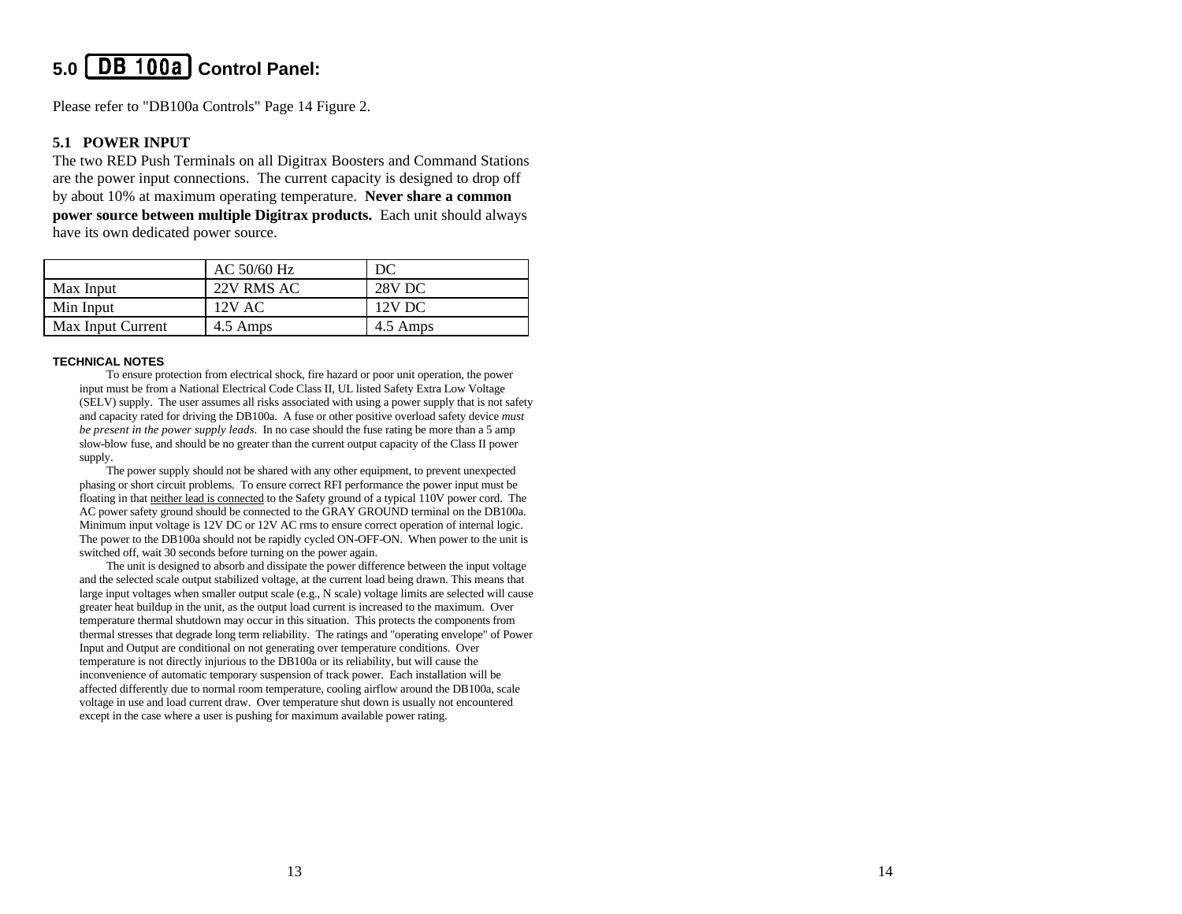## 5.0 DB 100a Control Panel:

Please refer to "DB100a Controls" Page 14 Figure 2.

### 5.1 POWER INPUT

The two RED Push Terminals on all Digitrax Boosters and Command Stations are the power input connections. The current capacity is designed to drop off by about 10% at maximum operating temperature. **Never share a common power source between multiple Digitrax products.** Each unit should always have its own dedicated power source.

| | AC 50/60 Hz | DC |
|---|---|---|
| Max Input | 22V RMS AC | 28V DC |
| Min Input | 12V AC | 12V DC |
| Max Input Current | 4.5 Amps | 4.5 Amps |

**TECHNICAL NOTES**

To ensure protection from electrical shock, fire hazard or poor unit operation, the power input must be from a National Electrical Code Class II, UL listed Safety Extra Low Voltage (SELV) supply. The user assumes all risks associated with using a power supply that is not safety and capacity rated for driving the DB100a. A fuse or other positive overload safety device *must be present in the power supply leads*. In no case should the fuse rating be more than a 5 amp slow-blow fuse, and should be no greater than the current output capacity of the Class II power supply.

The power supply should not be shared with any other equipment, to prevent unexpected phasing or short circuit problems. To ensure correct RFI performance the power input must be floating in that neither lead is connected to the Safety ground of a typical 110V power cord. The AC power safety ground should be connected to the GRAY GROUND terminal on the DB100a. Minimum input voltage is 12V DC or 12V AC rms to ensure correct operation of internal logic. The power to the DB100a should not be rapidly cycled ON-OFF-ON. When power to the unit is switched off, wait 30 seconds before turning on the power again.

The unit is designed to absorb and dissipate the power difference between the input voltage and the selected scale output stabilized voltage, at the current load being drawn. This means that large input voltages when smaller output scale (e.g., N scale) voltage limits are selected will cause greater heat buildup in the unit, as the output load current is increased to the maximum. Over temperature thermal shutdown may occur in this situation. This protects the components from thermal stresses that degrade long term reliability. The ratings and "operating envelope" of Power Input and Output are conditional on not generating over temperature conditions. Over temperature is not directly injurious to the DB100a or its reliability, but will cause the inconvenience of automatic temporary suspension of track power. Each installation will be affected differently due to normal room temperature, cooling airflow around the DB100a, scale voltage in use and load current draw. Over temperature shut down is usually not encountered except in the case where a user is pushing for maximum available power rating.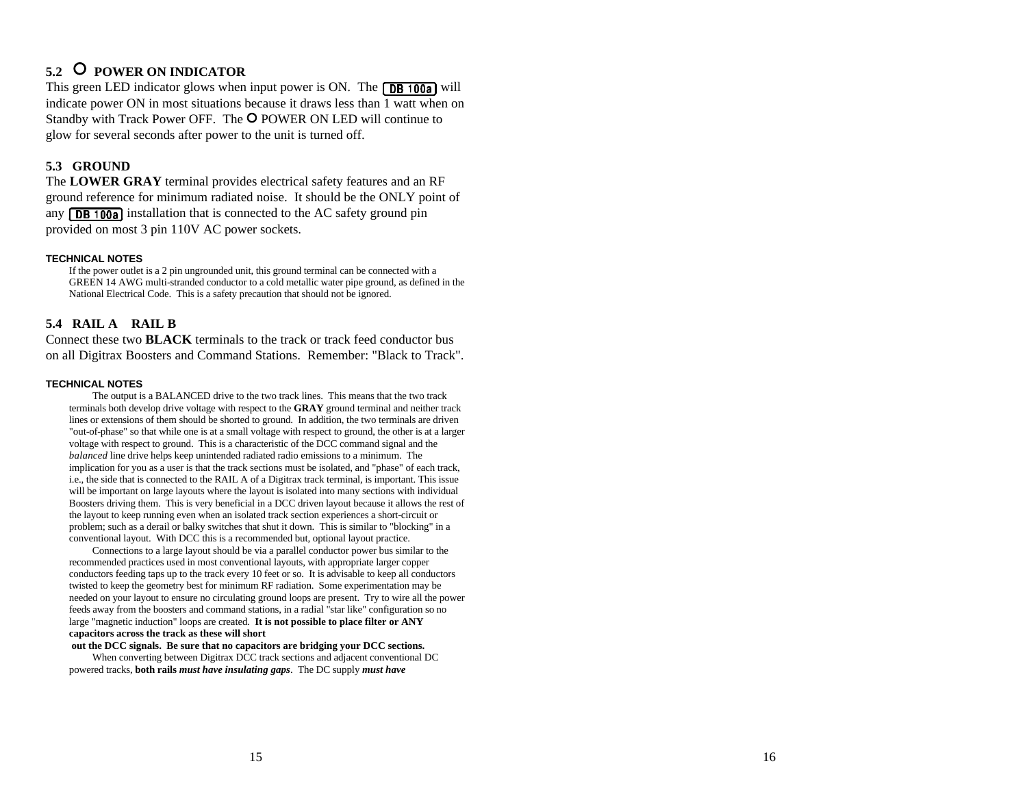## 5.2 O POWER ON INDICATOR

This green LED indicator glows when input power is ON. The DB 100a will indicate power ON in most situations because it draws less than 1 watt when on Standby with Track Power OFF. The O POWER ON LED will continue to glow for several seconds after power to the unit is turned off.

## 5.3 GROUND

The **LOWER GRAY** terminal provides electrical safety features and an RF ground reference for minimum radiated noise. It should be the ONLY point of any DB 100a installation that is connected to the AC safety ground pin provided on most 3 pin 110V AC power sockets.

**TECHNICAL NOTES**

If the power outlet is a 2 pin ungrounded unit, this ground terminal can be connected with a GREEN 14 AWG multi-stranded conductor to a cold metallic water pipe ground, as defined in the National Electrical Code. This is a safety precaution that should not be ignored.

## 5.4 RAIL A RAIL B

Connect these two **BLACK** terminals to the track or track feed conductor bus on all Digitrax Boosters and Command Stations. Remember: "Black to Track".

**TECHNICAL NOTES**

The output is a BALANCED drive to the two track lines. This means that the two track terminals both develop drive voltage with respect to the **GRAY** ground terminal and neither track lines or extensions of them should be shorted to ground. In addition, the two terminals are driven "out-of-phase" so that while one is at a small voltage with respect to ground, the other is at a larger voltage with respect to ground. This is a characteristic of the DCC command signal and the *balanced* line drive helps keep unintended radiated radio emissions to a minimum. The implication for you as a user is that the track sections must be isolated, and "phase" of each track, i.e., the side that is connected to the RAIL A of a Digitrax track terminal, is important. This issue will be important on large layouts where the layout is isolated into many sections with individual Boosters driving them. This is very beneficial in a DCC driven layout because it allows the rest of the layout to keep running even when an isolated track section experiences a short-circuit or problem; such as a derail or balky switches that shut it down. This is similar to "blocking" in a conventional layout. With DCC this is a recommended but, optional layout practice.

Connections to a large layout should be via a parallel conductor power bus similar to the recommended practices used in most conventional layouts, with appropriate larger copper conductors feeding taps up to the track every 10 feet or so. It is advisable to keep all conductors twisted to keep the geometry best for minimum RF radiation. Some experimentation may be needed on your layout to ensure no circulating ground loops are present. Try to wire all the power feeds away from the boosters and command stations, in a radial "star like" configuration so no large "magnetic induction" loops are created. **It is not possible to place filter or ANY capacitors across the track as these will short out the DCC signals. Be sure that no capacitors are bridging your DCC sections.**

When converting between Digitrax DCC track sections and adjacent conventional DC powered tracks, **both rails *must have insulating gaps***. The DC supply ***must have***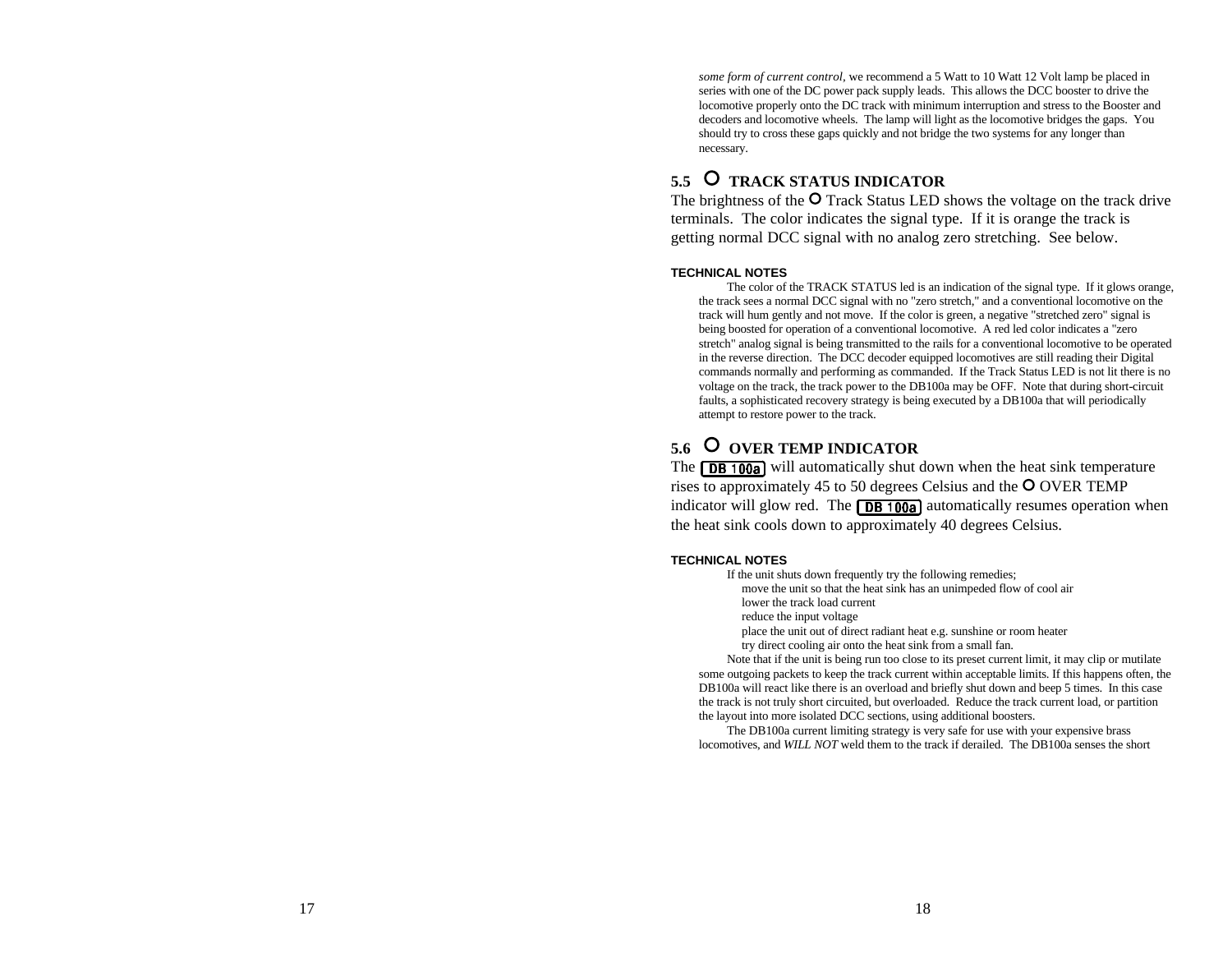*some form of current control*, we recommend a 5 Watt to 10 Watt 12 Volt lamp be placed in series with one of the DC power pack supply leads. This allows the DCC booster to drive the locomotive properly onto the DC track with minimum interruption and stress to the Booster and decoders and locomotive wheels. The lamp will light as the locomotive bridges the gaps. You should try to cross these gaps quickly and not bridge the two systems for any longer than necessary.

## 5.5 O TRACK STATUS INDICATOR

The brightness of the O Track Status LED shows the voltage on the track drive terminals. The color indicates the signal type. If it is orange the track is getting normal DCC signal with no analog zero stretching. See below.

**TECHNICAL NOTES**

The color of the TRACK STATUS led is an indication of the signal type. If it glows orange, the track sees a normal DCC signal with no "zero stretch," and a conventional locomotive on the track will hum gently and not move. If the color is green, a negative "stretched zero" signal is being boosted for operation of a conventional locomotive. A red led color indicates a "zero stretch" analog signal is being transmitted to the rails for a conventional locomotive to be operated in the reverse direction. The DCC decoder equipped locomotives are still reading their Digital commands normally and performing as commanded. If the Track Status LED is not lit there is no voltage on the track, the track power to the DB100a may be OFF. Note that during short-circuit faults, a sophisticated recovery strategy is being executed by a DB100a that will periodically attempt to restore power to the track.

## 5.6 O OVER TEMP INDICATOR

The **DB 100a** will automatically shut down when the heat sink temperature rises to approximately 45 to 50 degrees Celsius and the O OVER TEMP indicator will glow red. The **DB 100a** automatically resumes operation when the heat sink cools down to approximately 40 degrees Celsius.

**TECHNICAL NOTES**

If the unit shuts down frequently try the following remedies;

- move the unit so that the heat sink has an unimpeded flow of cool air
- lower the track load current
- reduce the input voltage
- place the unit out of direct radiant heat e.g. sunshine or room heater
- try direct cooling air onto the heat sink from a small fan.

Note that if the unit is being run too close to its preset current limit, it may clip or mutilate some outgoing packets to keep the track current within acceptable limits. If this happens often, the DB100a will react like there is an overload and briefly shut down and beep 5 times. In this case the track is not truly short circuited, but overloaded. Reduce the track current load, or partition the layout into more isolated DCC sections, using additional boosters.

The DB100a current limiting strategy is very safe for use with your expensive brass locomotives, and *WILL NOT* weld them to the track if derailed. The DB100a senses the short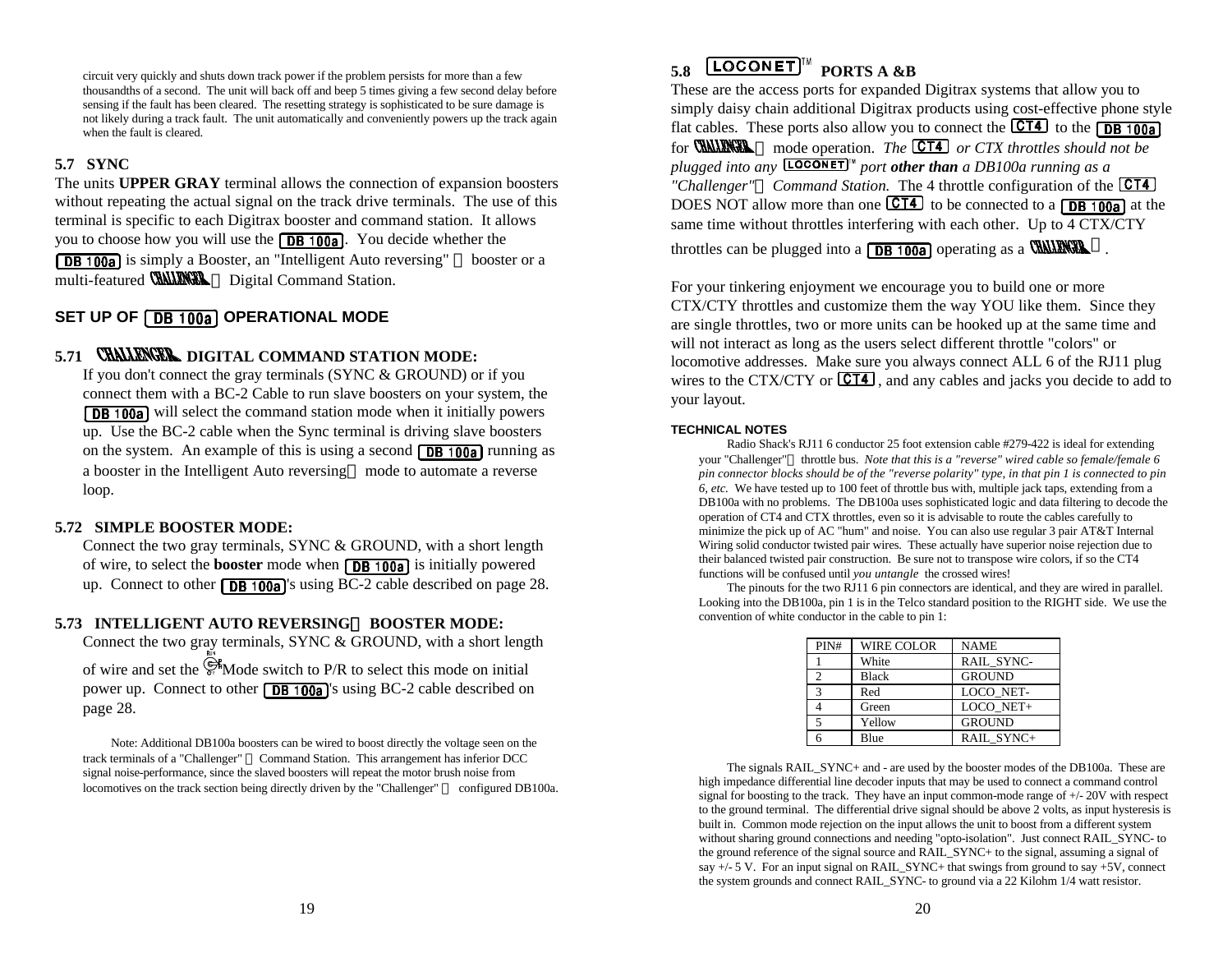circuit very quickly and shuts down track power if the problem persists for more than a few thousandths of a second. The unit will back off and beep 5 times giving a few second delay before sensing if the fault has been cleared. The resetting strategy is sophisticated to be sure damage is not likely during a track fault. The unit automatically and conveniently powers up the track again when the fault is cleared.

### 5.7 SYNC

The units **UPPER GRAY** terminal allows the connection of expansion boosters without repeating the actual signal on the track drive terminals. The use of this terminal is specific to each Digitrax booster and command station. It allows you to choose how you will use the DB 100a. You decide whether the DB 100a is simply a Booster, an "Intelligent Auto reversing" booster or a multi-featured CHALLENGER Digital Command Station.

## SET UP OF DB 100a OPERATIONAL MODE

### 5.71 CHALLENGER DIGITAL COMMAND STATION MODE:

If you don't connect the gray terminals (SYNC & GROUND) or if you connect them with a BC-2 Cable to run slave boosters on your system, the DB 100a will select the command station mode when it initially powers up. Use the BC-2 cable when the Sync terminal is driving slave boosters on the system. An example of this is using a second DB 100a running as a booster in the Intelligent Auto reversing mode to automate a reverse loop.

### 5.72 SIMPLE BOOSTER MODE:

Connect the two gray terminals, SYNC & GROUND, with a short length of wire, to select the **booster** mode when DB 100a is initially powered up. Connect to other DB 100a's using BC-2 cable described on page 28.

### 5.73 INTELLIGENT AUTO REVERSING BOOSTER MODE:

Connect the two gray terminals, SYNC & GROUND, with a short length of wire and set the Mode switch to P/R to select this mode on initial power up. Connect to other DB 100a's using BC-2 cable described on page 28.

Note: Additional DB100a boosters can be wired to boost directly the voltage seen on the track terminals of a "Challenger" Command Station. This arrangement has inferior DCC signal noise-performance, since the slaved boosters will repeat the motor brush noise from locomotives on the track section being directly driven by the "Challenger" configured DB100a.

### 5.8 LOCONET™ PORTS A &B

These are the access ports for expanded Digitrax systems that allow you to simply daisy chain additional Digitrax products using cost-effective phone style flat cables. These ports also allow you to connect the CT4 to the DB 100a for CHALLENGER mode operation. *The CT4 or CTX throttles should not be plugged into any LOCONET™ port **other than** a DB100a running as a "Challenger" Command Station.* The 4 throttle configuration of the CT4 DOES NOT allow more than one CT4 to be connected to a DB 100a at the same time without throttles interfering with each other. Up to 4 CTX/CTY throttles can be plugged into a DB 100a operating as a CHALLENGER.

For your tinkering enjoyment we encourage you to build one or more CTX/CTY throttles and customize them the way YOU like them. Since they are single throttles, two or more units can be hooked up at the same time and will not interact as long as the users select different throttle "colors" or locomotive addresses. Make sure you always connect ALL 6 of the RJ11 plug wires to the CTX/CTY or CT4, and any cables and jacks you decide to add to your layout.

#### TECHNICAL NOTES

Radio Shack's RJ11 6 conductor 25 foot extension cable #279-422 is ideal for extending your "Challenger" throttle bus. *Note that this is a "reverse" wired cable so female/female 6 pin connector blocks should be of the "reverse polarity" type, in that pin 1 is connected to pin 6, etc.* We have tested up to 100 feet of throttle bus with, multiple jack taps, extending from a DB100a with no problems. The DB100a uses sophisticated logic and data filtering to decode the operation of CT4 and CTX throttles, even so it is advisable to route the cables carefully to minimize the pick up of AC "hum" and noise. You can also use regular 3 pair AT&T Internal Wiring solid conductor twisted pair wires. These actually have superior noise rejection due to their balanced twisted pair construction. Be sure not to transpose wire colors, if so the CT4 functions will be confused until *you untangle* the crossed wires!

The pinouts for the two RJ11 6 pin connectors are identical, and they are wired in parallel. Looking into the DB100a, pin 1 is in the Telco standard position to the RIGHT side. We use the convention of white conductor in the cable to pin 1:

| PIN# | WIRE COLOR | NAME |
|---|---|---|
| 1 | White | RAIL_SYNC- |
| 2 | Black | GROUND |
| 3 | Red | LOCO_NET- |
| 4 | Green | LOCO_NET+ |
| 5 | Yellow | GROUND |
| 6 | Blue | RAIL_SYNC+ |

The signals RAIL_SYNC+ and - are used by the booster modes of the DB100a. These are high impedance differential line decoder inputs that may be used to connect a command control signal for boosting to the track. They have an input common-mode range of +/- 20V with respect to the ground terminal. The differential drive signal should be above 2 volts, as input hysteresis is built in. Common mode rejection on the input allows the unit to boost from a different system without sharing ground connections and needing "opto-isolation". Just connect RAIL_SYNC- to the ground reference of the signal source and RAIL_SYNC+ to the signal, assuming a signal of say +/- 5 V. For an input signal on RAIL_SYNC+ that swings from ground to say +5V, connect the system grounds and connect RAIL_SYNC- to ground via a 22 Kilohm 1/4 watt resistor.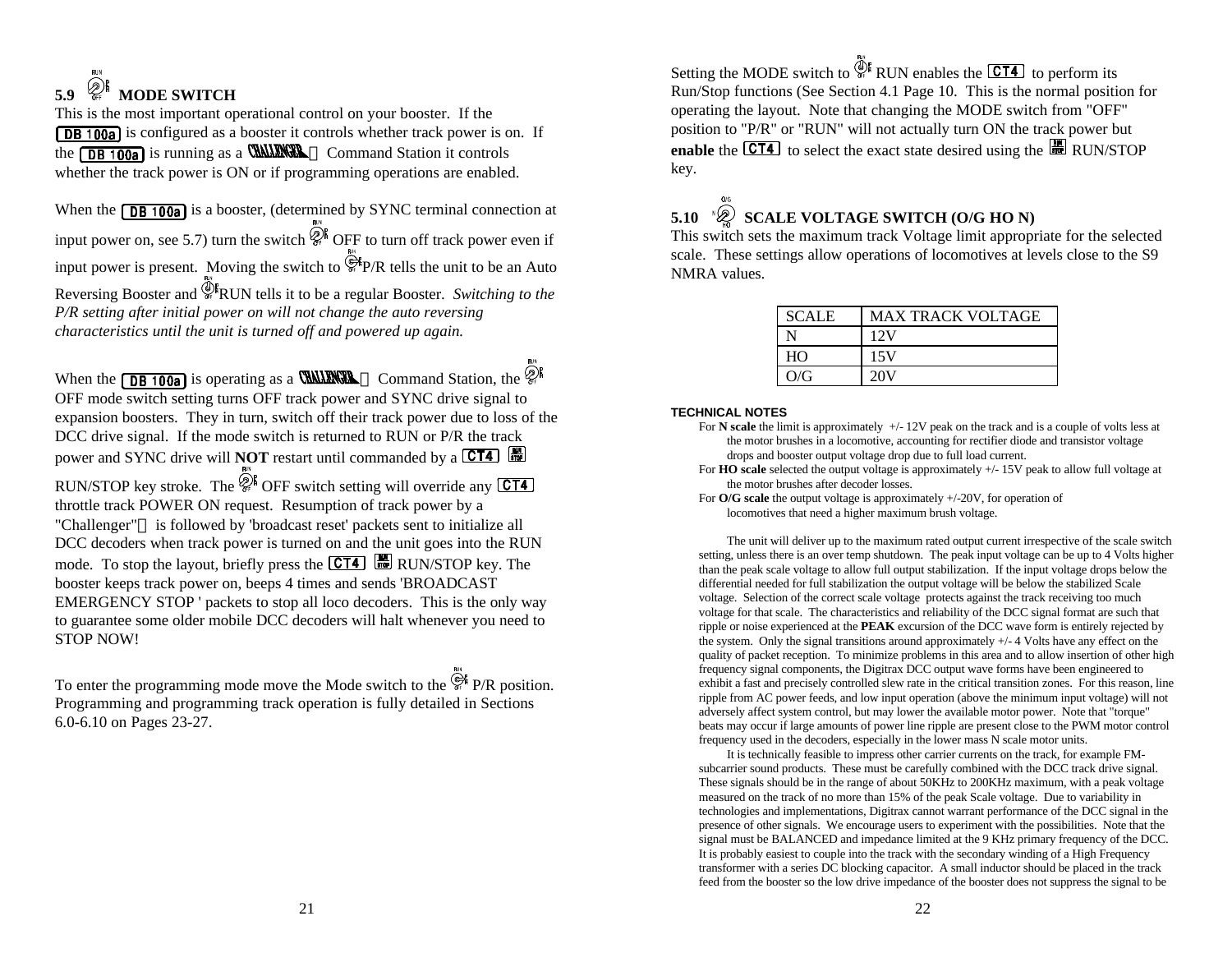## 5.9 MODE SWITCH

This is the most important operational control on your booster. If the DB 100a is configured as a booster it controls whether track power is on. If the DB 100a is running as a CHALLENGER Command Station it controls whether the track power is ON or if programming operations are enabled.

When the DB 100a is a booster, (determined by SYNC terminal connection at input power on, see 5.7) turn the switch OFF to turn off track power even if input power is present. Moving the switch to P/R tells the unit to be an Auto Reversing Booster and RUN tells it to be a regular Booster. *Switching to the P/R setting after initial power on will not change the auto reversing characteristics until the unit is turned off and powered up again.*

When the DB 100a is operating as a CHALLENGER Command Station, the OFF mode switch setting turns OFF track power and SYNC drive signal to expansion boosters. They in turn, switch off their track power due to loss of the DCC drive signal. If the mode switch is returned to RUN or P/R the track power and SYNC drive will **NOT** restart until commanded by a CT4 RUN/STOP key stroke. The OFF switch setting will override any CT4 throttle track POWER ON request. Resumption of track power by a "Challenger" is followed by 'broadcast reset' packets sent to initialize all DCC decoders when track power is turned on and the unit goes into the RUN mode. To stop the layout, briefly press the CT4 RUN/STOP key. The booster keeps track power on, beeps 4 times and sends 'BROADCAST EMERGENCY STOP ' packets to stop all loco decoders. This is the only way to guarantee some older mobile DCC decoders will halt whenever you need to STOP NOW!

To enter the programming mode move the Mode switch to the P/R position. Programming and programming track operation is fully detailed in Sections 6.0-6.10 on Pages 23-27.

Setting the MODE switch to RUN enables the CT4 to perform its Run/Stop functions (See Section 4.1 Page 10. This is the normal position for operating the layout. Note that changing the MODE switch from "OFF" position to "P/R" or "RUN" will not actually turn ON the track power but **enable** the CT4 to select the exact state desired using the RUN/STOP key.

## 5.10 SCALE VOLTAGE SWITCH (O/G HO N)

This switch sets the maximum track Voltage limit appropriate for the selected scale. These settings allow operations of locomotives at levels close to the S9 NMRA values.

| SCALE | MAX TRACK VOLTAGE |
|---|---|
| N | 12V |
| HO | 15V |
| O/G | 20V |

**TECHNICAL NOTES**

For **N scale** the limit is approximately +/- 12V peak on the track and is a couple of volts less at the motor brushes in a locomotive, accounting for rectifier diode and transistor voltage drops and booster output voltage drop due to full load current.

For **HO scale** selected the output voltage is approximately +/- 15V peak to allow full voltage at the motor brushes after decoder losses.

For **O/G scale** the output voltage is approximately +/-20V, for operation of locomotives that need a higher maximum brush voltage.

The unit will deliver up to the maximum rated output current irrespective of the scale switch setting, unless there is an over temp shutdown. The peak input voltage can be up to 4 Volts higher than the peak scale voltage to allow full output stabilization. If the input voltage drops below the differential needed for full stabilization the output voltage will be below the stabilized Scale voltage. Selection of the correct scale voltage protects against the track receiving too much voltage for that scale. The characteristics and reliability of the DCC signal format are such that ripple or noise experienced at the **PEAK** excursion of the DCC wave form is entirely rejected by the system. Only the signal transitions around approximately +/- 4 Volts have any effect on the quality of packet reception. To minimize problems in this area and to allow insertion of other high frequency signal components, the Digitrax DCC output wave forms have been engineered to exhibit a fast and precisely controlled slew rate in the critical transition zones. For this reason, line ripple from AC power feeds, and low input operation (above the minimum input voltage) will not adversely affect system control, but may lower the available motor power. Note that "torque" beats may occur if large amounts of power line ripple are present close to the PWM motor control frequency used in the decoders, especially in the lower mass N scale motor units.

It is technically feasible to impress other carrier currents on the track, for example FM-subcarrier sound products. These must be carefully combined with the DCC track drive signal. These signals should be in the range of about 50KHz to 200KHz maximum, with a peak voltage measured on the track of no more than 15% of the peak Scale voltage. Due to variability in technologies and implementations, Digitrax cannot warrant performance of the DCC signal in the presence of other signals. We encourage users to experiment with the possibilities. Note that the signal must be BALANCED and impedance limited at the 9 KHz primary frequency of the DCC. It is probably easiest to couple into the track with the secondary winding of a High Frequency transformer with a series DC blocking capacitor. A small inductor should be placed in the track feed from the booster so the low drive impedance of the booster does not suppress the signal to be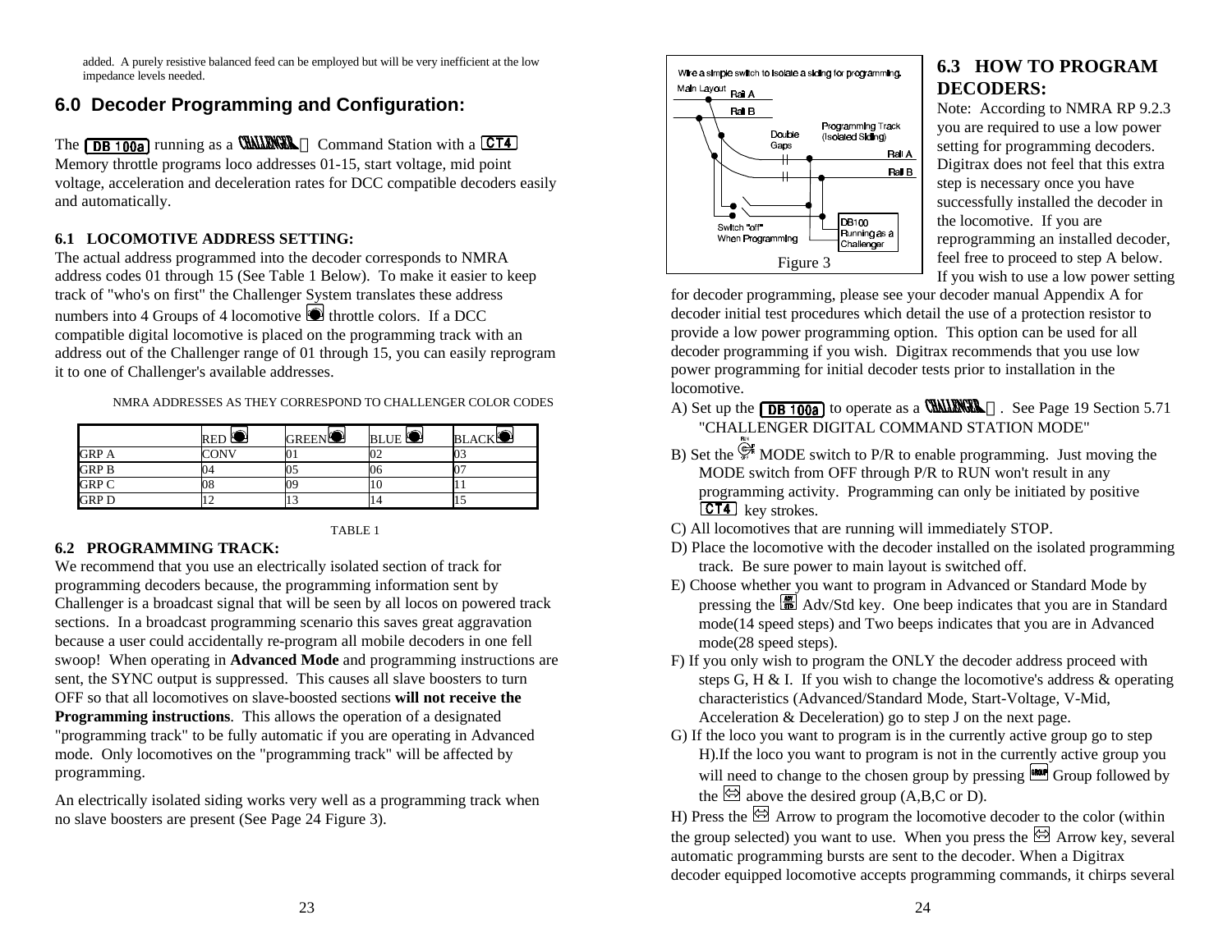added. A purely resistive balanced feed can be employed but will be very inefficient at the low impedance levels needed.

## 6.0 Decoder Programming and Configuration:

The DB 100a running as a CHALLENGER Command Station with a CT4 Memory throttle programs loco addresses 01-15, start voltage, mid point voltage, acceleration and deceleration rates for DCC compatible decoders easily and automatically.

### 6.1 LOCOMOTIVE ADDRESS SETTING:

The actual address programmed into the decoder corresponds to NMRA address codes 01 through 15 (See Table 1 Below). To make it easier to keep track of "who's on first" the Challenger System translates these address numbers into 4 Groups of 4 locomotive throttle colors. If a DCC compatible digital locomotive is placed on the programming track with an address out of the Challenger range of 01 through 15, you can easily reprogram it to one of Challenger's available addresses.

NMRA ADDRESSES AS THEY CORRESPOND TO CHALLENGER COLOR CODES

| | RED | GREEN | BLUE | BLACK |
|---|---|---|---|---|
| GRP A | CONV | 01 | 02 | 03 |
| GRP B | 04 | 05 | 06 | 07 |
| GRP C | 08 | 09 | 10 | 11 |
| GRP D | 12 | 13 | 14 | 15 |

TABLE 1

### 6.2 PROGRAMMING TRACK:

We recommend that you use an electrically isolated section of track for programming decoders because, the programming information sent by Challenger is a broadcast signal that will be seen by all locos on powered track sections. In a broadcast programming scenario this saves great aggravation because a user could accidentally re-program all mobile decoders in one fell swoop! When operating in **Advanced Mode** and programming instructions are sent, the SYNC output is suppressed. This causes all slave boosters to turn OFF so that all locomotives on slave-boosted sections **will not receive the Programming instructions**. This allows the operation of a designated "programming track" to be fully automatic if you are operating in Advanced mode. Only locomotives on the "programming track" will be affected by programming.

An electrically isolated siding works very well as a programming track when no slave boosters are present (See Page 24 Figure 3).

Wire a simple switch to isolate a siding for programming.
Main Layout — Rail A, Rail B; Double Gaps; Programming Track (Isolated Siding) — Rail A, Rail B; Switch "off" When Programming; DB100 Running as a Challenger

Figure 3

### 6.3 HOW TO PROGRAM DECODERS:

Note: According to NMRA RP 9.2.3 you are required to use a low power setting for programming decoders. Digitrax does not feel that this extra step is necessary once you have successfully installed the decoder in the locomotive. If you are reprogramming an installed decoder, feel free to proceed to step A below. If you wish to use a low power setting for decoder programming, please see your decoder manual Appendix A for decoder initial test procedures which detail the use of a protection resistor to provide a low power programming option. This option can be used for all decoder programming if you wish. Digitrax recommends that you use low power programming for initial decoder tests prior to installation in the locomotive.

A) Set up the DB 100a to operate as a CHALLENGER. See Page 19 Section 5.71 "CHALLENGER DIGITAL COMMAND STATION MODE"

B) Set the MODE switch to P/R to enable programming. Just moving the MODE switch from OFF through P/R to RUN won't result in any programming activity. Programming can only be initiated by positive CT4 key strokes.

C) All locomotives that are running will immediately STOP.

D) Place the locomotive with the decoder installed on the isolated programming track. Be sure power to main layout is switched off.

E) Choose whether you want to program in Advanced or Standard Mode by pressing the Adv/Std key. One beep indicates that you are in Standard mode(14 speed steps) and Two beeps indicates that you are in Advanced mode(28 speed steps).

F) If you only wish to program the ONLY the decoder address proceed with steps G, H & I. If you wish to change the locomotive's address & operating characteristics (Advanced/Standard Mode, Start-Voltage, V-Mid, Acceleration & Deceleration) go to step J on the next page.

G) If the loco you want to program is in the currently active group go to step H).If the loco you want to program is not in the currently active group you will need to change to the chosen group by pressing Group followed by the above the desired group (A,B,C or D).

H) Press the Arrow to program the locomotive decoder to the color (within the group selected) you want to use. When you press the Arrow key, several automatic programming bursts are sent to the decoder. When a Digitrax decoder equipped locomotive accepts programming commands, it chirps several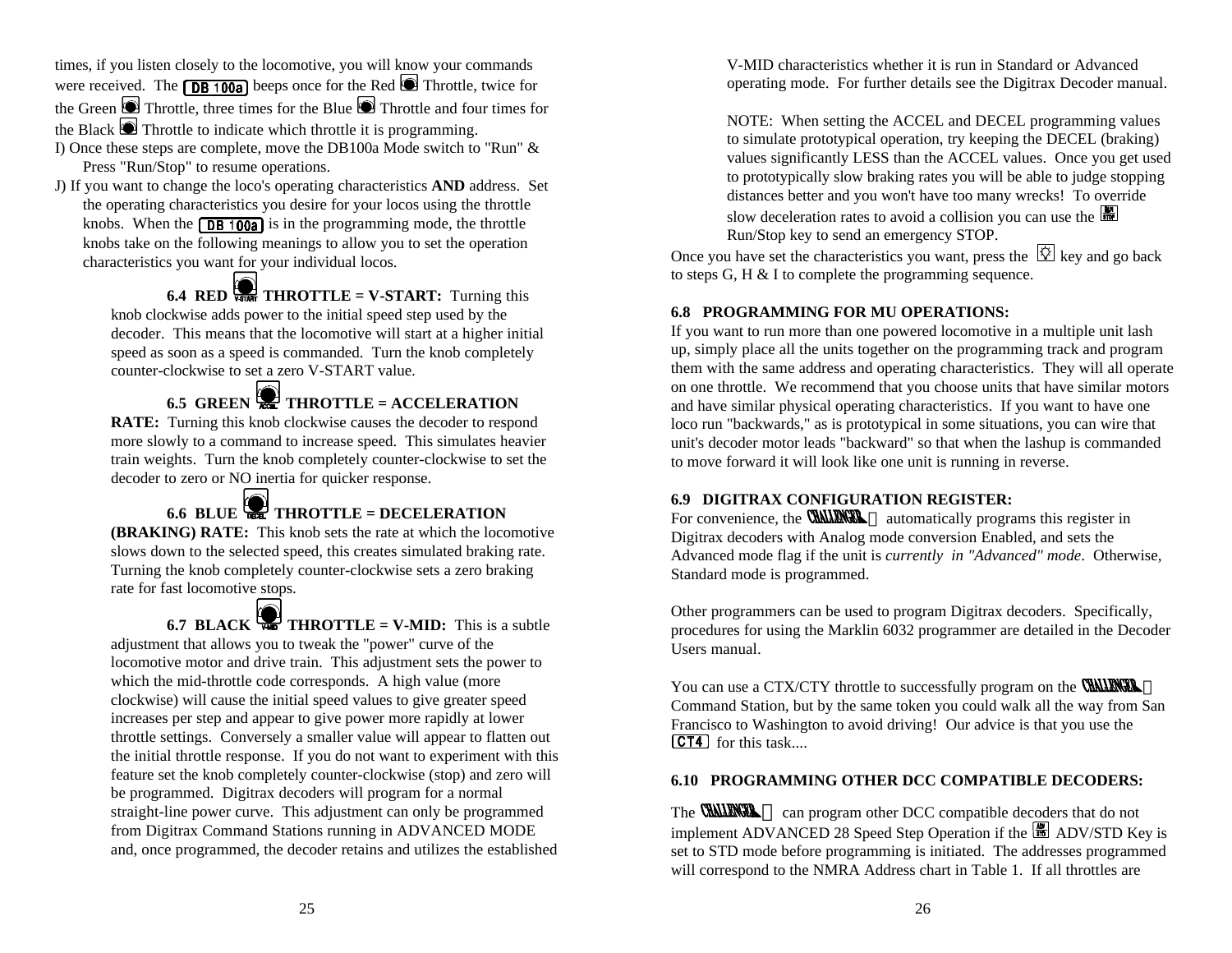times, if you listen closely to the locomotive, you will know your commands were received. The DB 100a beeps once for the Red Throttle, twice for the Green Throttle, three times for the Blue Throttle and four times for the Black Throttle to indicate which throttle it is programming.

I) Once these steps are complete, move the DB100a Mode switch to "Run" & Press "Run/Stop" to resume operations.

J) If you want to change the loco's operating characteristics **AND** address. Set the operating characteristics you desire for your locos using the throttle knobs. When the DB 100a is in the programming mode, the throttle knobs take on the following meanings to allow you to set the operation characteristics you want for your individual locos.

**6.4 RED THROTTLE = V-START:** Turning this knob clockwise adds power to the initial speed step used by the decoder. This means that the locomotive will start at a higher initial speed as soon as a speed is commanded. Turn the knob completely counter-clockwise to set a zero V-START value.

**6.5 GREEN THROTTLE = ACCELERATION RATE:** Turning this knob clockwise causes the decoder to respond more slowly to a command to increase speed. This simulates heavier train weights. Turn the knob completely counter-clockwise to set the decoder to zero or NO inertia for quicker response.

**6.6 BLUE THROTTLE = DECELERATION (BRAKING) RATE:** This knob sets the rate at which the locomotive slows down to the selected speed, this creates simulated braking rate. Turning the knob completely counter-clockwise sets a zero braking rate for fast locomotive stops.

**6.7 BLACK THROTTLE = V-MID:** This is a subtle adjustment that allows you to tweak the "power" curve of the locomotive motor and drive train. This adjustment sets the power to which the mid-throttle code corresponds. A high value (more clockwise) will cause the initial speed values to give greater speed increases per step and appear to give power more rapidly at lower throttle settings. Conversely a smaller value will appear to flatten out the initial throttle response. If you do not want to experiment with this feature set the knob completely counter-clockwise (stop) and zero will be programmed. Digitrax decoders will program for a normal straight-line power curve. This adjustment can only be programmed from Digitrax Command Stations running in ADVANCED MODE and, once programmed, the decoder retains and utilizes the established V-MID characteristics whether it is run in Standard or Advanced operating mode. For further details see the Digitrax Decoder manual.

NOTE: When setting the ACCEL and DECEL programming values to simulate prototypical operation, try keeping the DECEL (braking) values significantly LESS than the ACCEL values. Once you get used to prototypically slow braking rates you will be able to judge stopping distances better and you won't have too many wrecks! To override slow deceleration rates to avoid a collision you can use the RUN/STOP Run/Stop key to send an emergency STOP.

Once you have set the characteristics you want, press the key and go back to steps G, H & I to complete the programming sequence.

**6.8 PROGRAMMING FOR MU OPERATIONS:**

If you want to run more than one powered locomotive in a multiple unit lash up, simply place all the units together on the programming track and program them with the same address and operating characteristics. They will all operate on one throttle. We recommend that you choose units that have similar motors and have similar physical operating characteristics. If you want to have one loco run "backwards," as is prototypical in some situations, you can wire that unit's decoder motor leads "backward" so that when the lashup is commanded to move forward it will look like one unit is running in reverse.

**6.9 DIGITRAX CONFIGURATION REGISTER:**

For convenience, the CHALLENGER automatically programs this register in Digitrax decoders with Analog mode conversion Enabled, and sets the Advanced mode flag if the unit is *currently in "Advanced" mode*. Otherwise, Standard mode is programmed.

Other programmers can be used to program Digitrax decoders. Specifically, procedures for using the Marklin 6032 programmer are detailed in the Decoder Users manual.

You can use a CTX/CTY throttle to successfully program on the CHALLENGER Command Station, but by the same token you could walk all the way from San Francisco to Washington to avoid driving! Our advice is that you use the CT4 for this task....

**6.10 PROGRAMMING OTHER DCC COMPATIBLE DECODERS:**

The CHALLENGER can program other DCC compatible decoders that do not implement ADVANCED 28 Speed Step Operation if the ADV/STD ADV/STD Key is set to STD mode before programming is initiated. The addresses programmed will correspond to the NMRA Address chart in Table 1. If all throttles are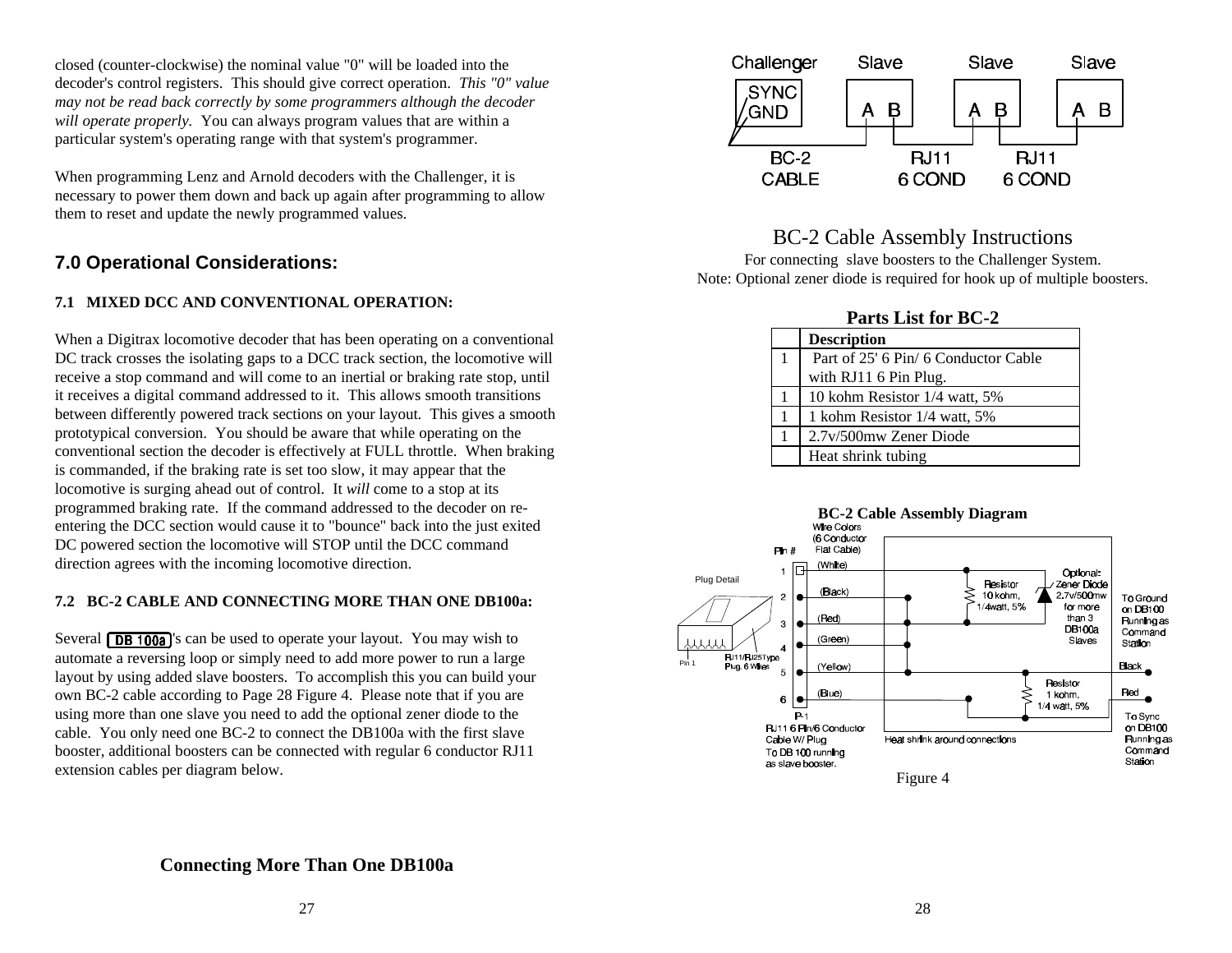closed (counter-clockwise) the nominal value "0" will be loaded into the decoder's control registers. This should give correct operation. *This "0" value may not be read back correctly by some programmers although the decoder will operate properly.* You can always program values that are within a particular system's operating range with that system's programmer.

When programming Lenz and Arnold decoders with the Challenger, it is necessary to power them down and back up again after programming to allow them to reset and update the newly programmed values.

## 7.0 Operational Considerations:

### 7.1 MIXED DCC AND CONVENTIONAL OPERATION:

When a Digitrax locomotive decoder that has been operating on a conventional DC track crosses the isolating gaps to a DCC track section, the locomotive will receive a stop command and will come to an inertial or braking rate stop, until it receives a digital command addressed to it. This allows smooth transitions between differently powered track sections on your layout. This gives a smooth prototypical conversion. You should be aware that while operating on the conventional section the decoder is effectively at FULL throttle. When braking is commanded, if the braking rate is set too slow, it may appear that the locomotive is surging ahead out of control. It *will* come to a stop at its programmed braking rate. If the command addressed to the decoder on re-entering the DCC section would cause it to "bounce" back into the just exited DC powered section the locomotive will STOP until the DCC command direction agrees with the incoming locomotive direction.

### 7.2 BC-2 CABLE AND CONNECTING MORE THAN ONE DB100a:

Several DB 100a's can be used to operate your layout. You may wish to automate a reversing loop or simply need to add more power to run a large layout by using added slave boosters. To accomplish this you can build your own BC-2 cable according to Page 28 Figure 4. Please note that if you are using more than one slave you need to add the optional zener diode to the cable. You only need one BC-2 to connect the DB100a with the first slave booster, additional boosters can be connected with regular 6 conductor RJ11 extension cables per diagram below.

**Connecting More Than One DB100a**

Challenger — Slave — Slave — Slave

SYNC / GND — A B — A B — A B

BC-2 CABLE — RJ11 6 COND — RJ11 6 COND

## BC-2 Cable Assembly Instructions

For connecting slave boosters to the Challenger System.
Note: Optional zener diode is required for hook up of multiple boosters.

**Parts List for BC-2**

| | Description |
|---|---|
| 1 | Part of 25' 6 Pin/ 6 Conductor Cable with RJ11 6 Pin Plug. |
| 1 | 10 kohm Resistor 1/4 watt, 5% |
| 1 | 1 kohm Resistor 1/4 watt, 5% |
| 1 | 2.7v/500mw Zener Diode |
| | Heat shrink tubing |

**BC-2 Cable Assembly Diagram**

Wire Colors (6 Conductor Flat Cable)

Pin # 1 (White), 2 (Black), 3 (Red), 4 (Green), 5 (Yellow), 6 (Blue)

Plug Detail — Pin 1 — RJ11/RJ25Type Plug, 6 Wires

Resistor 10 kohm, 1/4watt, 5%

Optional: Zener Diode 2.7v/500mw for more than 3 DB100a Slaves

To Ground on DB100 Running as Command Station

Resistor 1 kohm, 1/4 watt, 5%

Black — Red

To Sync on DB100 Running as Command Station

P-1 RJ11 6 Pin/6 Conductor Cable W/ Plug To DB 100 running as slave booster.

Heat shrink around connections

Figure 4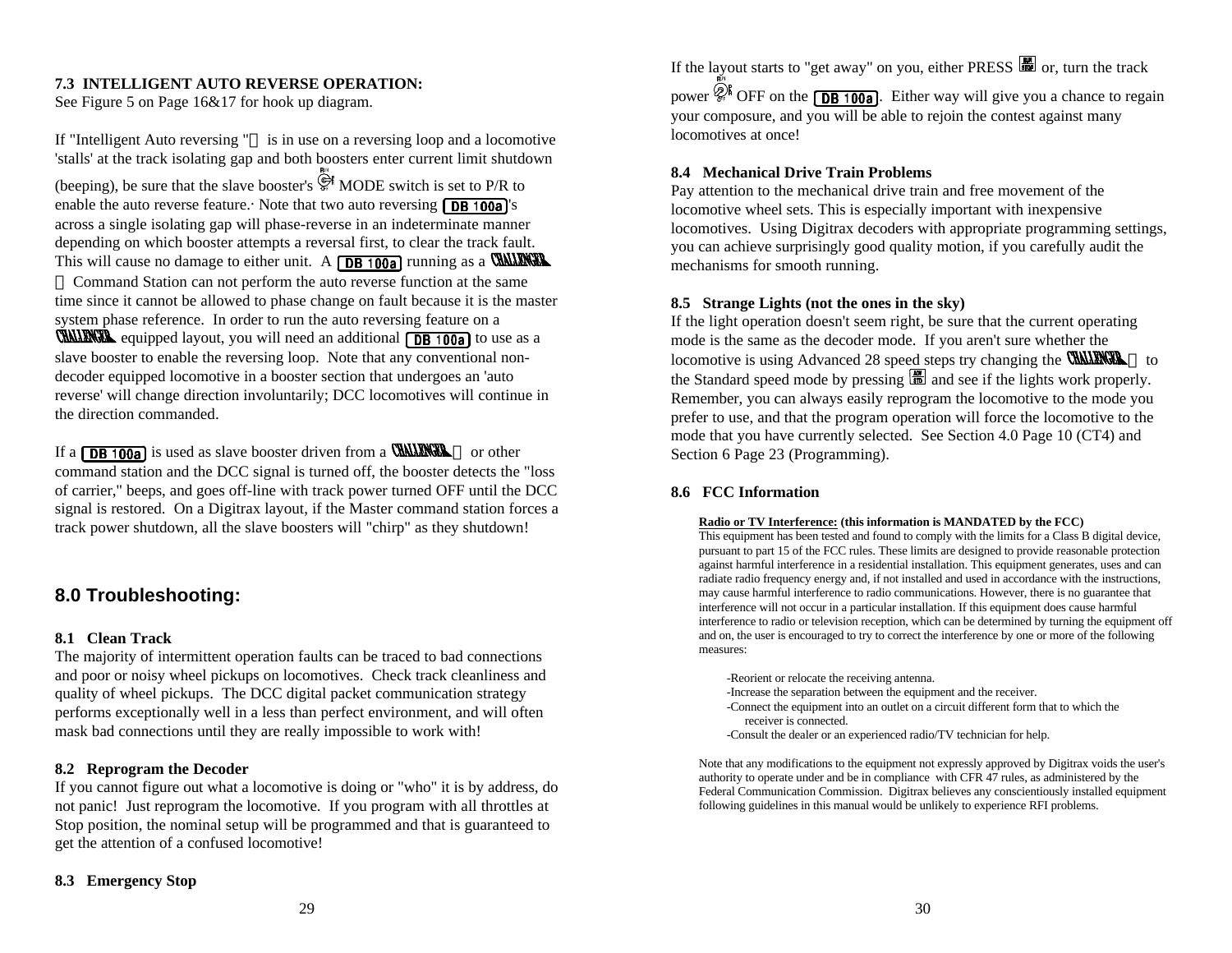### 7.3 INTELLIGENT AUTO REVERSE OPERATION:

See Figure 5 on Page 16&17 for hook up diagram.

If "Intelligent Auto reversing "  is in use on a reversing loop and a locomotive 'stalls' at the track isolating gap and both boosters enter current limit shutdown (beeping), be sure that the slave booster's MODE switch is set to P/R to enable the auto reverse feature.· Note that two auto reversing DB 100a's across a single isolating gap will phase-reverse in an indeterminate manner depending on which booster attempts a reversal first, to clear the track fault. This will cause no damage to either unit. A DB 100a running as a CHALLENGER Command Station can not perform the auto reverse function at the same time since it cannot be allowed to phase change on fault because it is the master system phase reference. In order to run the auto reversing feature on a CHALLENGER equipped layout, you will need an additional DB 100a to use as a slave booster to enable the reversing loop. Note that any conventional non-decoder equipped locomotive in a booster section that undergoes an 'auto reverse' will change direction involuntarily; DCC locomotives will continue in the direction commanded.

If a DB 100a is used as slave booster driven from a CHALLENGER or other command station and the DCC signal is turned off, the booster detects the "loss of carrier," beeps, and goes off-line with track power turned OFF until the DCC signal is restored. On a Digitrax layout, if the Master command station forces a track power shutdown, all the slave boosters will "chirp" as they shutdown!

## 8.0 Troubleshooting:

### 8.1 Clean Track

The majority of intermittent operation faults can be traced to bad connections and poor or noisy wheel pickups on locomotives. Check track cleanliness and quality of wheel pickups. The DCC digital packet communication strategy performs exceptionally well in a less than perfect environment, and will often mask bad connections until they are really impossible to work with!

### 8.2 Reprogram the Decoder

If you cannot figure out what a locomotive is doing or "who" it is by address, do not panic! Just reprogram the locomotive. If you program with all throttles at Stop position, the nominal setup will be programmed and that is guaranteed to get the attention of a confused locomotive!

### 8.3 Emergency Stop

If the layout starts to "get away" on you, either PRESS RUN/STOP or, turn the track power OFF on the DB 100a. Either way will give you a chance to regain your composure, and you will be able to rejoin the contest against many locomotives at once!

### 8.4 Mechanical Drive Train Problems

Pay attention to the mechanical drive train and free movement of the locomotive wheel sets. This is especially important with inexpensive locomotives. Using Digitrax decoders with appropriate programming settings, you can achieve surprisingly good quality motion, if you carefully audit the mechanisms for smooth running.

### 8.5 Strange Lights (not the ones in the sky)

If the light operation doesn't seem right, be sure that the current operating mode is the same as the decoder mode. If you aren't sure whether the locomotive is using Advanced 28 speed steps try changing the CHALLENGER to the Standard speed mode by pressing ADV/STD and see if the lights work properly. Remember, you can always easily reprogram the locomotive to the mode you prefer to use, and that the program operation will force the locomotive to the mode that you have currently selected. See Section 4.0 Page 10 (CT4) and Section 6 Page 23 (Programming).

### 8.6 FCC Information

**Radio or TV Interference: (this information is MANDATED by the FCC)**
This equipment has been tested and found to comply with the limits for a Class B digital device, pursuant to part 15 of the FCC rules. These limits are designed to provide reasonable protection against harmful interference in a residential installation. This equipment generates, uses and can radiate radio frequency energy and, if not installed and used in accordance with the instructions, may cause harmful interference to radio communications. However, there is no guarantee that interference will not occur in a particular installation. If this equipment does cause harmful interference to radio or television reception, which can be determined by turning the equipment off and on, the user is encouraged to try to correct the interference by one or more of the following measures:

- Reorient or relocate the receiving antenna.
- Increase the separation between the equipment and the receiver.
- Connect the equipment into an outlet on a circuit different form that to which the receiver is connected.
- Consult the dealer or an experienced radio/TV technician for help.

Note that any modifications to the equipment not expressly approved by Digitrax voids the user's authority to operate under and be in compliance with CFR 47 rules, as administered by the Federal Communication Commission. Digitrax believes any conscientiously installed equipment following guidelines in this manual would be unlikely to experience RFI problems.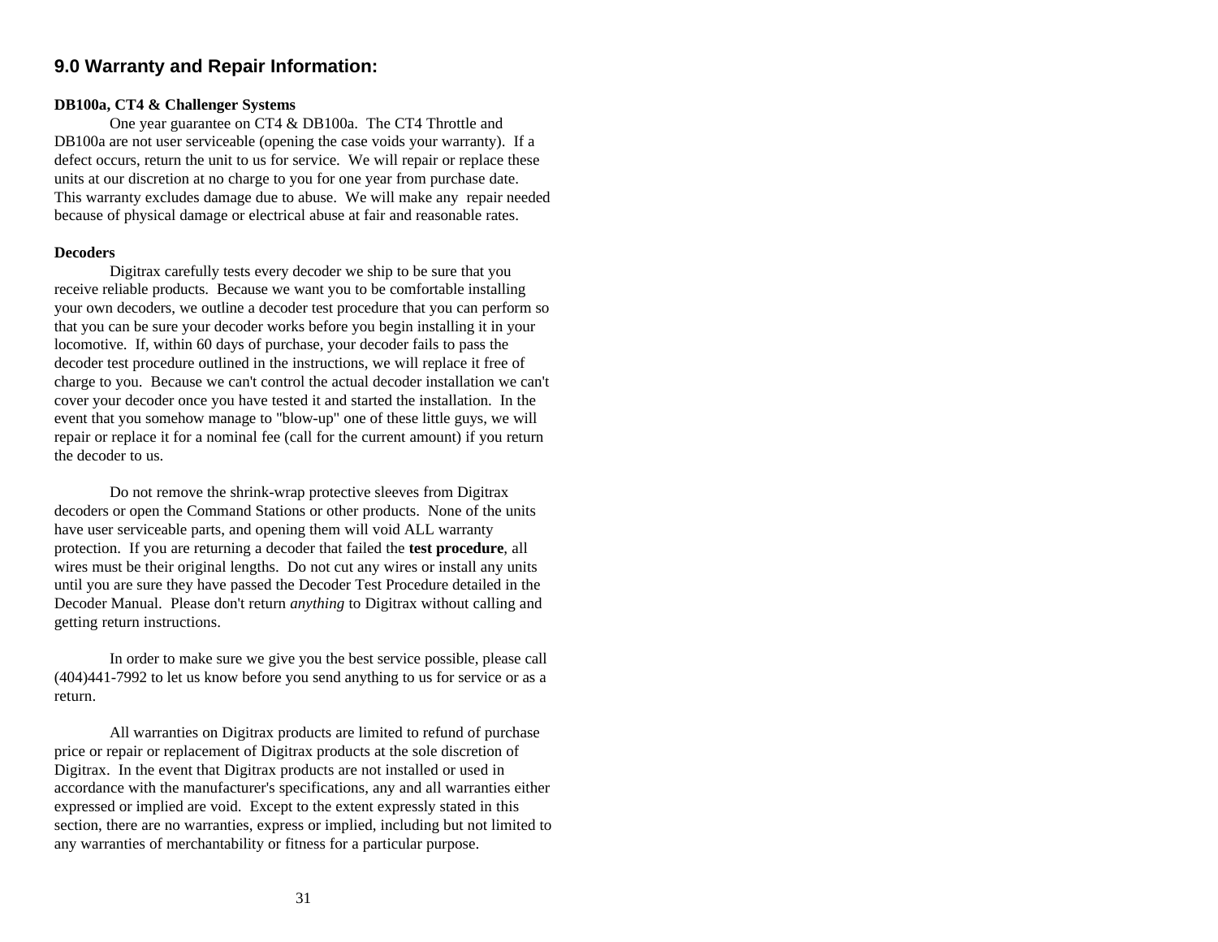## 9.0 Warranty and Repair Information:

**DB100a, CT4 & Challenger Systems**

One year guarantee on CT4 & DB100a. The CT4 Throttle and DB100a are not user serviceable (opening the case voids your warranty). If a defect occurs, return the unit to us for service. We will repair or replace these units at our discretion at no charge to you for one year from purchase date. This warranty excludes damage due to abuse. We will make any repair needed because of physical damage or electrical abuse at fair and reasonable rates.

**Decoders**

Digitrax carefully tests every decoder we ship to be sure that you receive reliable products. Because we want you to be comfortable installing your own decoders, we outline a decoder test procedure that you can perform so that you can be sure your decoder works before you begin installing it in your locomotive. If, within 60 days of purchase, your decoder fails to pass the decoder test procedure outlined in the instructions, we will replace it free of charge to you. Because we can't control the actual decoder installation we can't cover your decoder once you have tested it and started the installation. In the event that you somehow manage to "blow-up" one of these little guys, we will repair or replace it for a nominal fee (call for the current amount) if you return the decoder to us.

Do not remove the shrink-wrap protective sleeves from Digitrax decoders or open the Command Stations or other products. None of the units have user serviceable parts, and opening them will void ALL warranty protection. If you are returning a decoder that failed the **test procedure**, all wires must be their original lengths. Do not cut any wires or install any units until you are sure they have passed the Decoder Test Procedure detailed in the Decoder Manual. Please don't return *anything* to Digitrax without calling and getting return instructions.

In order to make sure we give you the best service possible, please call (404)441-7992 to let us know before you send anything to us for service or as a return.

All warranties on Digitrax products are limited to refund of purchase price or repair or replacement of Digitrax products at the sole discretion of Digitrax. In the event that Digitrax products are not installed or used in accordance with the manufacturer's specifications, any and all warranties either expressed or implied are void. Except to the extent expressly stated in this section, there are no warranties, express or implied, including but not limited to any warranties of merchantability or fitness for a particular purpose.